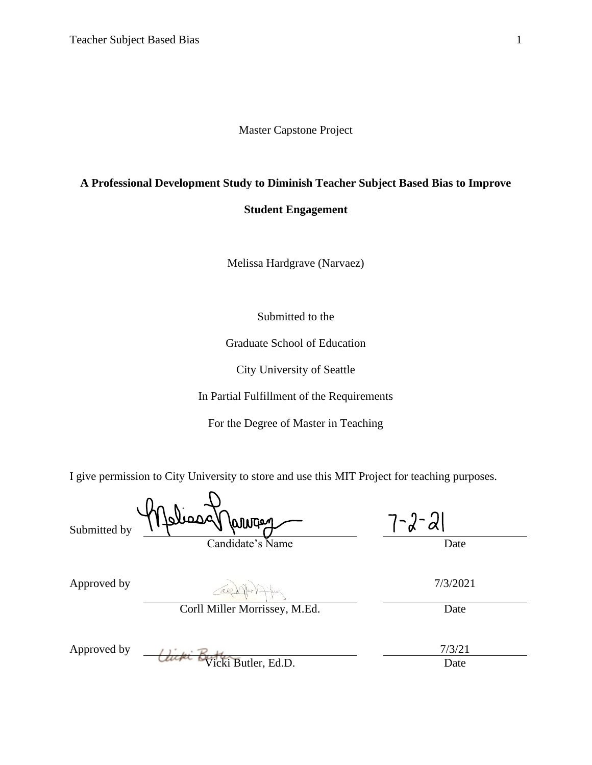Master Capstone Project

**A Professional Development Study to Diminish Teacher Subject Based Bias to Improve Student Engagement**

Melissa Hardgrave (Narvaez)

Submitted to the

Graduate School of Education

City University of Seattle

In Partial Fulfillment of the Requirements

For the Degree of Master in Teaching

I give permission to City University to store and use this MIT Project for teaching purposes.

Submitted by ______________________ Candidate's Name 7-2-21 Date

Approved by ______________________ Corll Miller Morrissey, M.Ed. 7/3/2021 Date

Approved by ______________________ Vicki Butler, Ed.D. 7/3/21 Date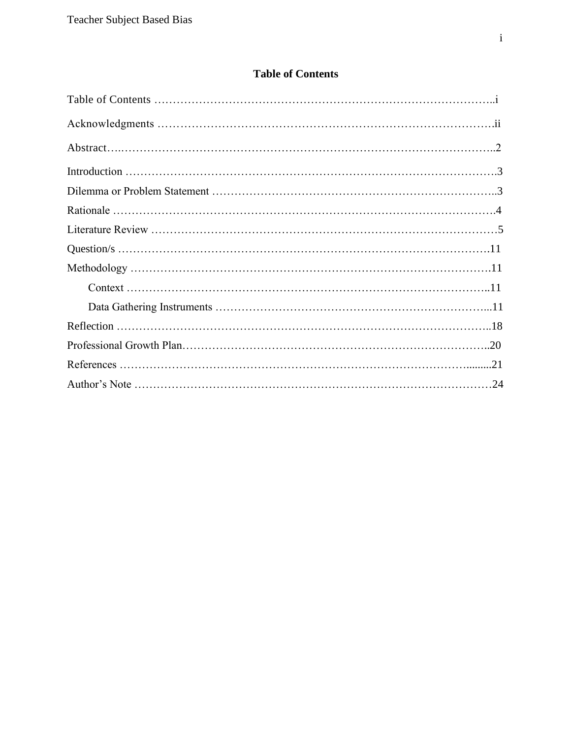# Table of Contents

Table of Contents ……………………………………………………………………………..i

Acknowledgments …………………………………………………………………………….ii

Abstract….……………………………………………………………………………………..2

Introduction ……………………………………………………………………………………….3

Dilemma or Problem Statement …………………………………………………………………..3

Rationale ………………………………………………………………………………………….4

Literature Review …………………………………………………………………………………5

Question/s …………………………………………………………………………………….11

Methodology …………………………………………………………………………………….11

Context ……………………………………………………………………………………..11

Data Gathering Instruments ……………………………………………………………...11

Reflection ……………………………………………………………………………………..18

Professional Growth Plan…………………………………………………………………..20

References …………………………………………………………………………….........21

Author's Note ……………………………………………………………………………………24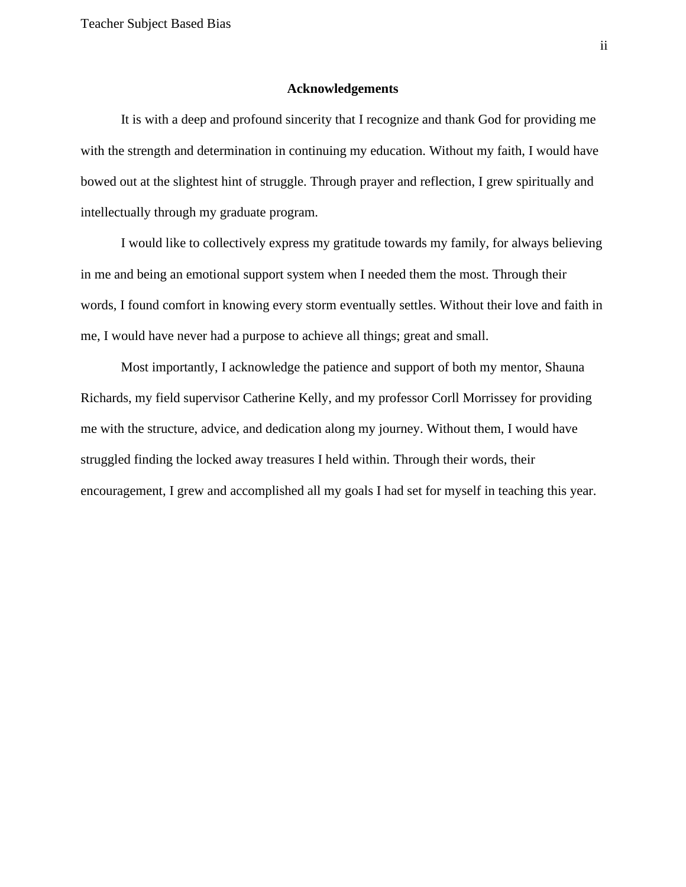## Acknowledgements

It is with a deep and profound sincerity that I recognize and thank God for providing me with the strength and determination in continuing my education. Without my faith, I would have bowed out at the slightest hint of struggle. Through prayer and reflection, I grew spiritually and intellectually through my graduate program.

I would like to collectively express my gratitude towards my family, for always believing in me and being an emotional support system when I needed them the most. Through their words, I found comfort in knowing every storm eventually settles. Without their love and faith in me, I would have never had a purpose to achieve all things; great and small.

Most importantly, I acknowledge the patience and support of both my mentor, Shauna Richards, my field supervisor Catherine Kelly, and my professor Corll Morrissey for providing me with the structure, advice, and dedication along my journey. Without them, I would have struggled finding the locked away treasures I held within. Through their words, their encouragement, I grew and accomplished all my goals I had set for myself in teaching this year.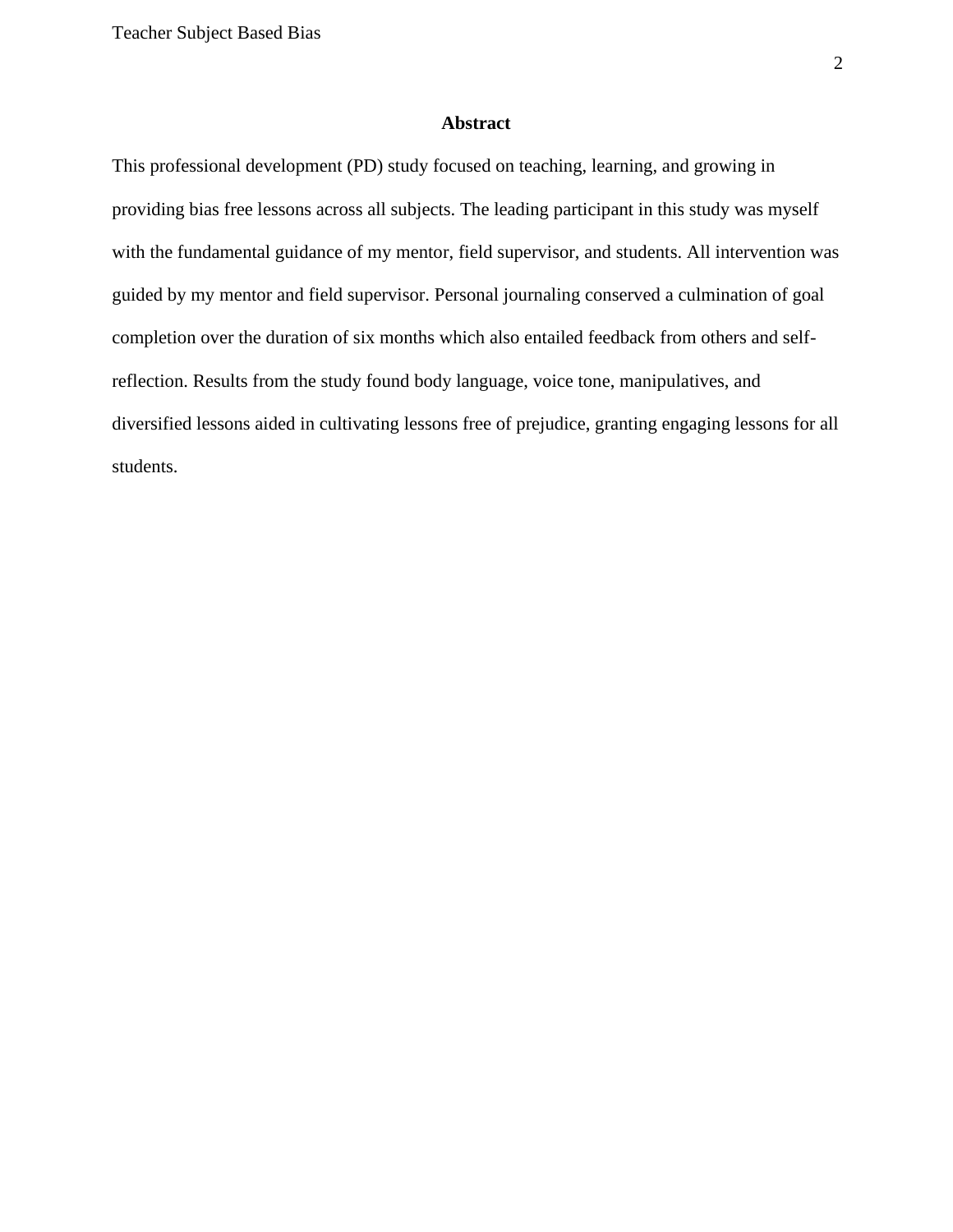# Abstract

This professional development (PD) study focused on teaching, learning, and growing in providing bias free lessons across all subjects. The leading participant in this study was myself with the fundamental guidance of my mentor, field supervisor, and students. All intervention was guided by my mentor and field supervisor. Personal journaling conserved a culmination of goal completion over the duration of six months which also entailed feedback from others and self-reflection. Results from the study found body language, voice tone, manipulatives, and diversified lessons aided in cultivating lessons free of prejudice, granting engaging lessons for all students.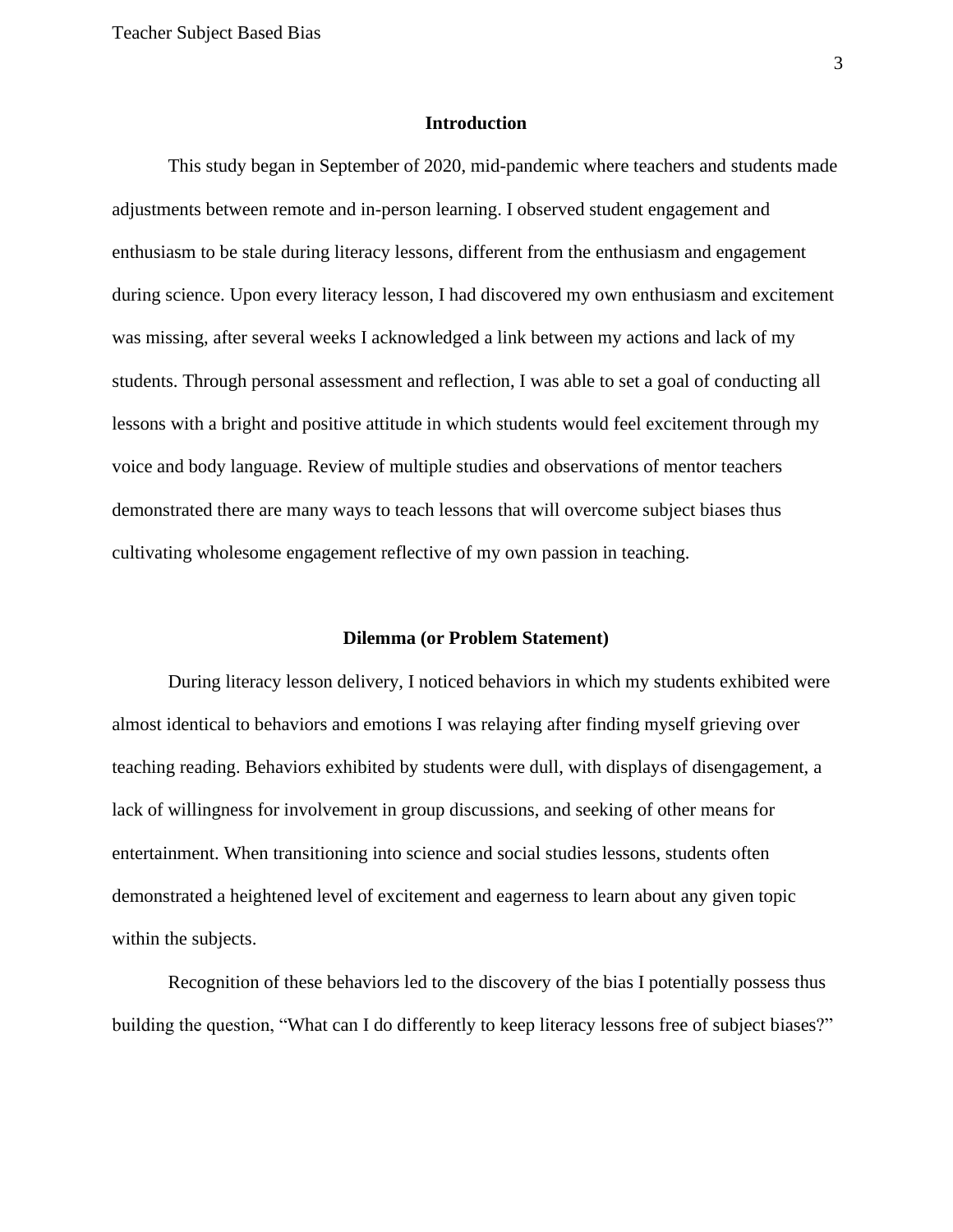## Introduction

This study began in September of 2020, mid-pandemic where teachers and students made adjustments between remote and in-person learning. I observed student engagement and enthusiasm to be stale during literacy lessons, different from the enthusiasm and engagement during science. Upon every literacy lesson, I had discovered my own enthusiasm and excitement was missing, after several weeks I acknowledged a link between my actions and lack of my students. Through personal assessment and reflection, I was able to set a goal of conducting all lessons with a bright and positive attitude in which students would feel excitement through my voice and body language. Review of multiple studies and observations of mentor teachers demonstrated there are many ways to teach lessons that will overcome subject biases thus cultivating wholesome engagement reflective of my own passion in teaching.

## Dilemma (or Problem Statement)

During literacy lesson delivery, I noticed behaviors in which my students exhibited were almost identical to behaviors and emotions I was relaying after finding myself grieving over teaching reading. Behaviors exhibited by students were dull, with displays of disengagement, a lack of willingness for involvement in group discussions, and seeking of other means for entertainment. When transitioning into science and social studies lessons, students often demonstrated a heightened level of excitement and eagerness to learn about any given topic within the subjects.

Recognition of these behaviors led to the discovery of the bias I potentially possess thus building the question, "What can I do differently to keep literacy lessons free of subject biases?"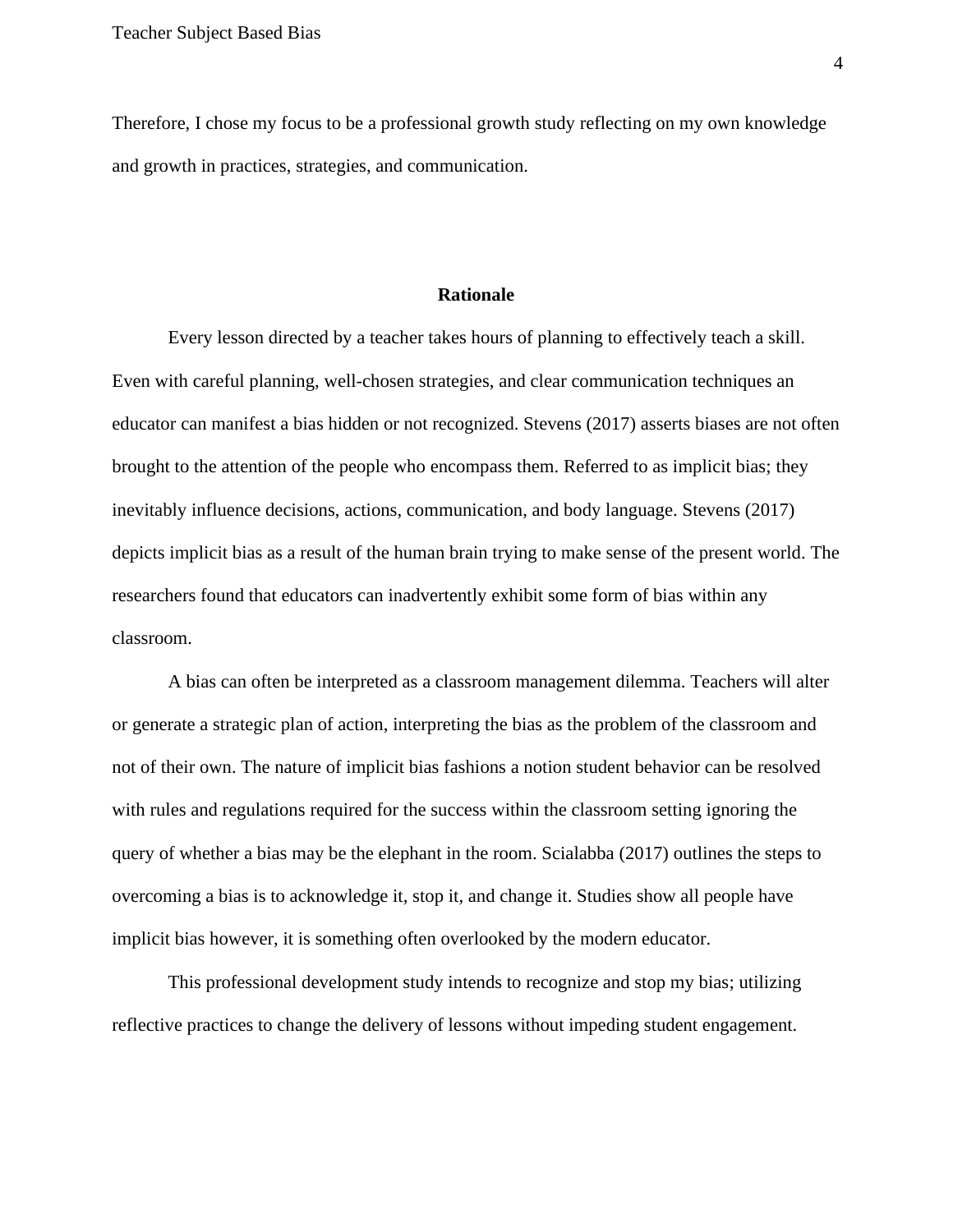Therefore, I chose my focus to be a professional growth study reflecting on my own knowledge and growth in practices, strategies, and communication.

## Rationale

Every lesson directed by a teacher takes hours of planning to effectively teach a skill. Even with careful planning, well-chosen strategies, and clear communication techniques an educator can manifest a bias hidden or not recognized. Stevens (2017) asserts biases are not often brought to the attention of the people who encompass them. Referred to as implicit bias; they inevitably influence decisions, actions, communication, and body language. Stevens (2017) depicts implicit bias as a result of the human brain trying to make sense of the present world. The researchers found that educators can inadvertently exhibit some form of bias within any classroom.

A bias can often be interpreted as a classroom management dilemma. Teachers will alter or generate a strategic plan of action, interpreting the bias as the problem of the classroom and not of their own. The nature of implicit bias fashions a notion student behavior can be resolved with rules and regulations required for the success within the classroom setting ignoring the query of whether a bias may be the elephant in the room. Scialabba (2017) outlines the steps to overcoming a bias is to acknowledge it, stop it, and change it. Studies show all people have implicit bias however, it is something often overlooked by the modern educator.

This professional development study intends to recognize and stop my bias; utilizing reflective practices to change the delivery of lessons without impeding student engagement.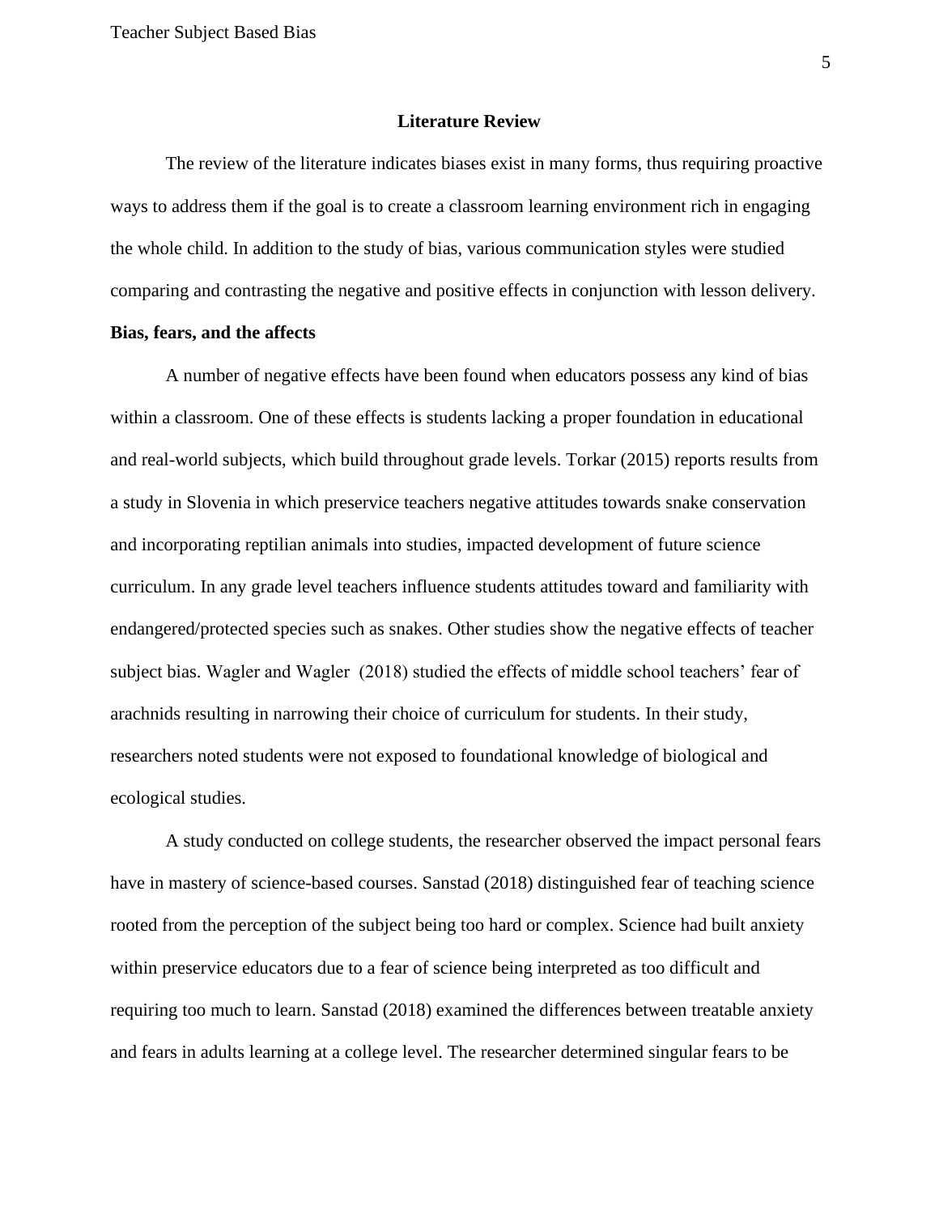## Literature Review

The review of the literature indicates biases exist in many forms, thus requiring proactive ways to address them if the goal is to create a classroom learning environment rich in engaging the whole child. In addition to the study of bias, various communication styles were studied comparing and contrasting the negative and positive effects in conjunction with lesson delivery.

### Bias, fears, and the affects

A number of negative effects have been found when educators possess any kind of bias within a classroom. One of these effects is students lacking a proper foundation in educational and real-world subjects, which build throughout grade levels. Torkar (2015) reports results from a study in Slovenia in which preservice teachers negative attitudes towards snake conservation and incorporating reptilian animals into studies, impacted development of future science curriculum. In any grade level teachers influence students attitudes toward and familiarity with endangered/protected species such as snakes. Other studies show the negative effects of teacher subject bias. Wagler and Wagler (2018) studied the effects of middle school teachers' fear of arachnids resulting in narrowing their choice of curriculum for students. In their study, researchers noted students were not exposed to foundational knowledge of biological and ecological studies.

A study conducted on college students, the researcher observed the impact personal fears have in mastery of science-based courses. Sanstad (2018) distinguished fear of teaching science rooted from the perception of the subject being too hard or complex. Science had built anxiety within preservice educators due to a fear of science being interpreted as too difficult and requiring too much to learn. Sanstad (2018) examined the differences between treatable anxiety and fears in adults learning at a college level. The researcher determined singular fears to be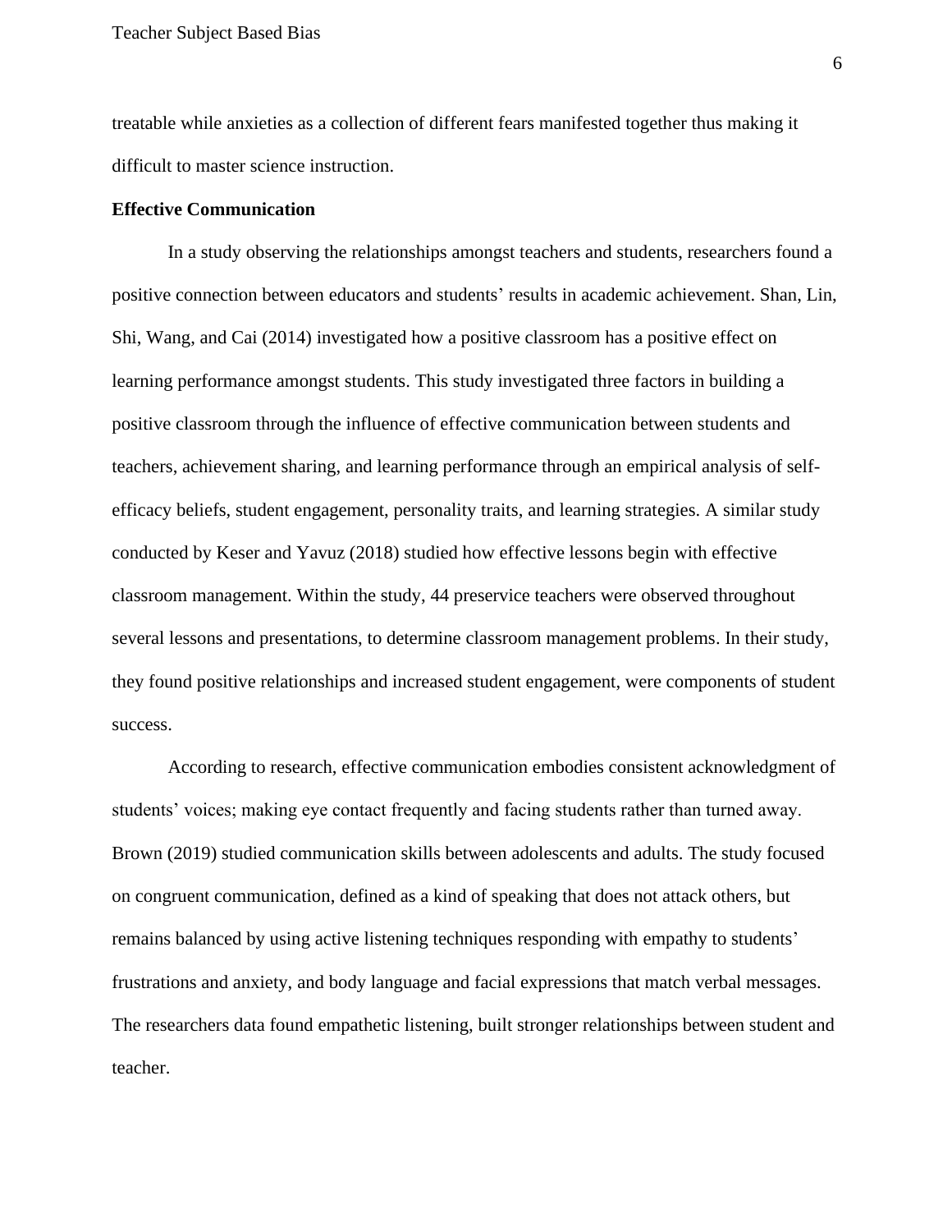treatable while anxieties as a collection of different fears manifested together thus making it difficult to master science instruction.

**Effective Communication**

In a study observing the relationships amongst teachers and students, researchers found a positive connection between educators and students' results in academic achievement. Shan, Lin, Shi, Wang, and Cai (2014) investigated how a positive classroom has a positive effect on learning performance amongst students. This study investigated three factors in building a positive classroom through the influence of effective communication between students and teachers, achievement sharing, and learning performance through an empirical analysis of self-efficacy beliefs, student engagement, personality traits, and learning strategies. A similar study conducted by Keser and Yavuz (2018) studied how effective lessons begin with effective classroom management. Within the study, 44 preservice teachers were observed throughout several lessons and presentations, to determine classroom management problems. In their study, they found positive relationships and increased student engagement, were components of student success.

According to research, effective communication embodies consistent acknowledgment of students' voices; making eye contact frequently and facing students rather than turned away. Brown (2019) studied communication skills between adolescents and adults. The study focused on congruent communication, defined as a kind of speaking that does not attack others, but remains balanced by using active listening techniques responding with empathy to students' frustrations and anxiety, and body language and facial expressions that match verbal messages. The researchers data found empathetic listening, built stronger relationships between student and teacher.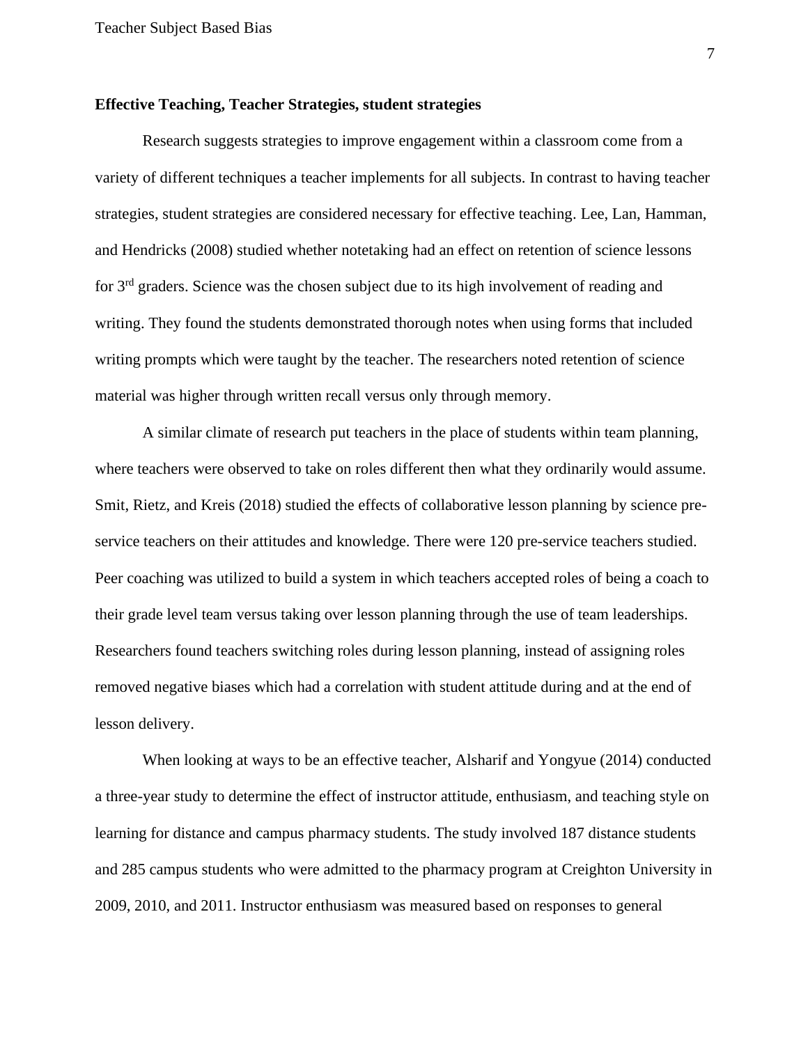**Effective Teaching, Teacher Strategies, student strategies**

Research suggests strategies to improve engagement within a classroom come from a variety of different techniques a teacher implements for all subjects. In contrast to having teacher strategies, student strategies are considered necessary for effective teaching. Lee, Lan, Hamman, and Hendricks (2008) studied whether notetaking had an effect on retention of science lessons for 3rd graders. Science was the chosen subject due to its high involvement of reading and writing. They found the students demonstrated thorough notes when using forms that included writing prompts which were taught by the teacher. The researchers noted retention of science material was higher through written recall versus only through memory.

A similar climate of research put teachers in the place of students within team planning, where teachers were observed to take on roles different then what they ordinarily would assume. Smit, Rietz, and Kreis (2018) studied the effects of collaborative lesson planning by science pre-service teachers on their attitudes and knowledge. There were 120 pre-service teachers studied. Peer coaching was utilized to build a system in which teachers accepted roles of being a coach to their grade level team versus taking over lesson planning through the use of team leaderships. Researchers found teachers switching roles during lesson planning, instead of assigning roles removed negative biases which had a correlation with student attitude during and at the end of lesson delivery.

When looking at ways to be an effective teacher, Alsharif and Yongyue (2014) conducted a three-year study to determine the effect of instructor attitude, enthusiasm, and teaching style on learning for distance and campus pharmacy students. The study involved 187 distance students and 285 campus students who were admitted to the pharmacy program at Creighton University in 2009, 2010, and 2011. Instructor enthusiasm was measured based on responses to general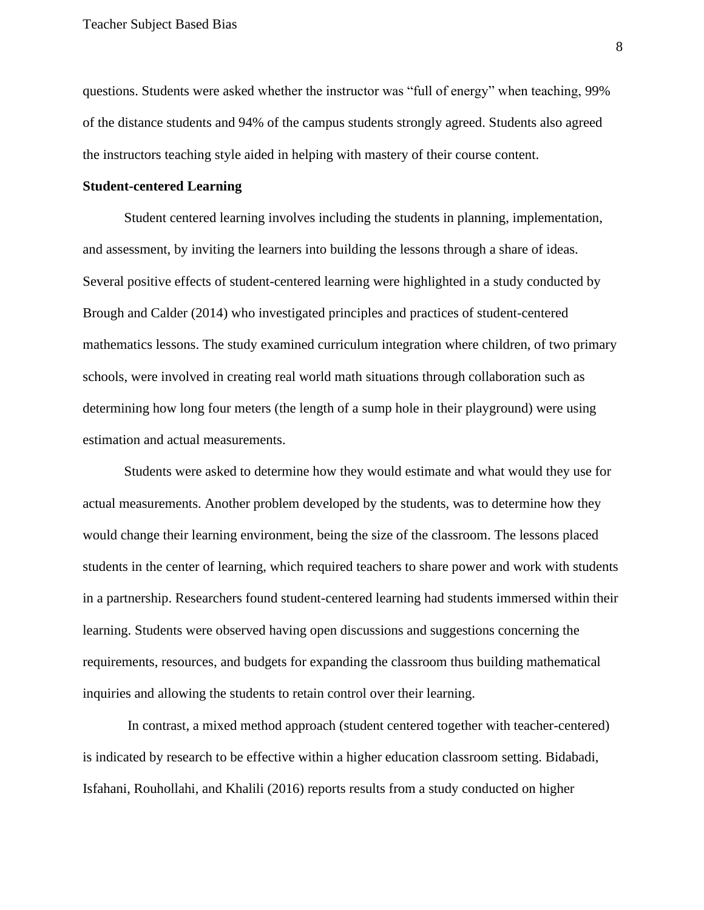questions. Students were asked whether the instructor was "full of energy" when teaching, 99% of the distance students and 94% of the campus students strongly agreed. Students also agreed the instructors teaching style aided in helping with mastery of their course content.

**Student-centered Learning**

Student centered learning involves including the students in planning, implementation, and assessment, by inviting the learners into building the lessons through a share of ideas. Several positive effects of student-centered learning were highlighted in a study conducted by Brough and Calder (2014) who investigated principles and practices of student-centered mathematics lessons. The study examined curriculum integration where children, of two primary schools, were involved in creating real world math situations through collaboration such as determining how long four meters (the length of a sump hole in their playground) were using estimation and actual measurements.

Students were asked to determine how they would estimate and what would they use for actual measurements. Another problem developed by the students, was to determine how they would change their learning environment, being the size of the classroom. The lessons placed students in the center of learning, which required teachers to share power and work with students in a partnership. Researchers found student-centered learning had students immersed within their learning. Students were observed having open discussions and suggestions concerning the requirements, resources, and budgets for expanding the classroom thus building mathematical inquiries and allowing the students to retain control over their learning.

In contrast, a mixed method approach (student centered together with teacher-centered) is indicated by research to be effective within a higher education classroom setting. Bidabadi, Isfahani, Rouhollahi, and Khalili (2016) reports results from a study conducted on higher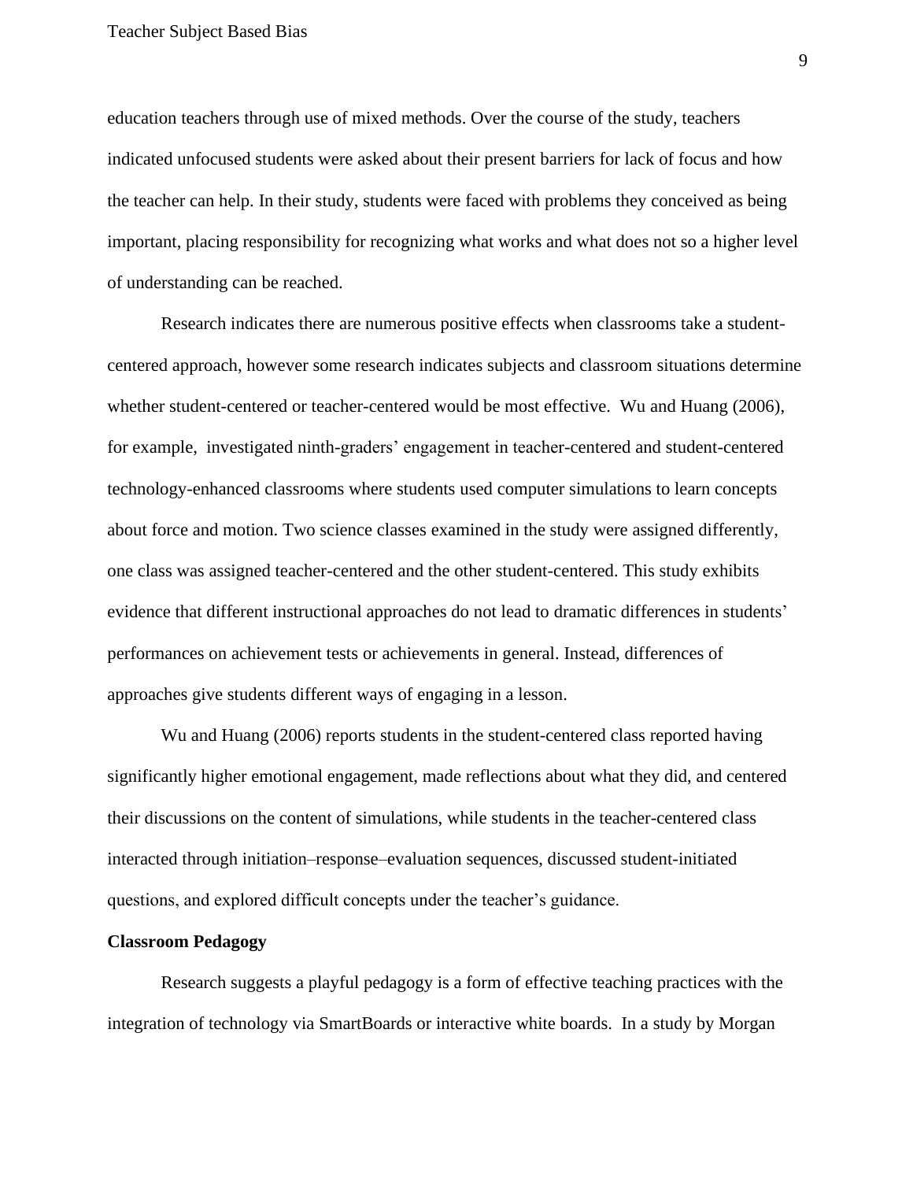education teachers through use of mixed methods. Over the course of the study, teachers indicated unfocused students were asked about their present barriers for lack of focus and how the teacher can help. In their study, students were faced with problems they conceived as being important, placing responsibility for recognizing what works and what does not so a higher level of understanding can be reached.

Research indicates there are numerous positive effects when classrooms take a student-centered approach, however some research indicates subjects and classroom situations determine whether student-centered or teacher-centered would be most effective. Wu and Huang (2006), for example, investigated ninth-graders' engagement in teacher-centered and student-centered technology-enhanced classrooms where students used computer simulations to learn concepts about force and motion. Two science classes examined in the study were assigned differently, one class was assigned teacher-centered and the other student-centered. This study exhibits evidence that different instructional approaches do not lead to dramatic differences in students' performances on achievement tests or achievements in general. Instead, differences of approaches give students different ways of engaging in a lesson.

Wu and Huang (2006) reports students in the student-centered class reported having significantly higher emotional engagement, made reflections about what they did, and centered their discussions on the content of simulations, while students in the teacher-centered class interacted through initiation–response–evaluation sequences, discussed student-initiated questions, and explored difficult concepts under the teacher's guidance.

**Classroom Pedagogy**

Research suggests a playful pedagogy is a form of effective teaching practices with the integration of technology via SmartBoards or interactive white boards. In a study by Morgan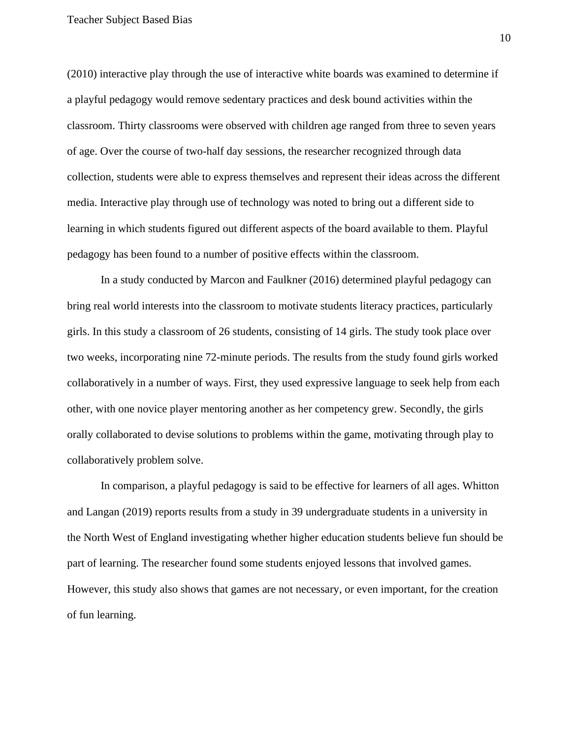(2010) interactive play through the use of interactive white boards was examined to determine if a playful pedagogy would remove sedentary practices and desk bound activities within the classroom. Thirty classrooms were observed with children age ranged from three to seven years of age. Over the course of two-half day sessions, the researcher recognized through data collection, students were able to express themselves and represent their ideas across the different media. Interactive play through use of technology was noted to bring out a different side to learning in which students figured out different aspects of the board available to them. Playful pedagogy has been found to a number of positive effects within the classroom.

In a study conducted by Marcon and Faulkner (2016) determined playful pedagogy can bring real world interests into the classroom to motivate students literacy practices, particularly girls. In this study a classroom of 26 students, consisting of 14 girls. The study took place over two weeks, incorporating nine 72-minute periods. The results from the study found girls worked collaboratively in a number of ways. First, they used expressive language to seek help from each other, with one novice player mentoring another as her competency grew. Secondly, the girls orally collaborated to devise solutions to problems within the game, motivating through play to collaboratively problem solve.

In comparison, a playful pedagogy is said to be effective for learners of all ages. Whitton and Langan (2019) reports results from a study in 39 undergraduate students in a university in the North West of England investigating whether higher education students believe fun should be part of learning. The researcher found some students enjoyed lessons that involved games. However, this study also shows that games are not necessary, or even important, for the creation of fun learning.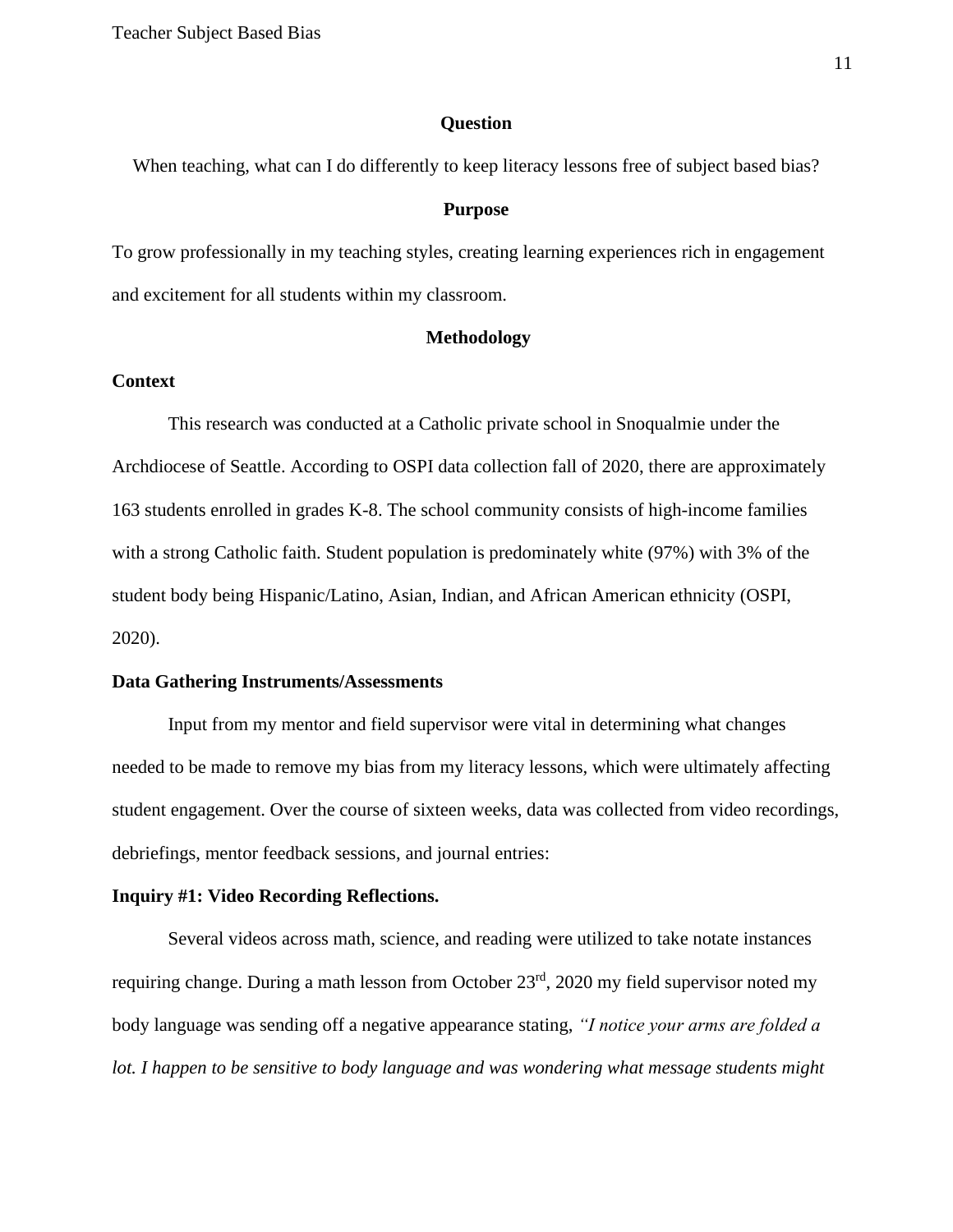## Question

When teaching, what can I do differently to keep literacy lessons free of subject based bias?

## Purpose

To grow professionally in my teaching styles, creating learning experiences rich in engagement and excitement for all students within my classroom.

## Methodology

### Context

This research was conducted at a Catholic private school in Snoqualmie under the Archdiocese of Seattle. According to OSPI data collection fall of 2020, there are approximately 163 students enrolled in grades K-8. The school community consists of high-income families with a strong Catholic faith. Student population is predominately white (97%) with 3% of the student body being Hispanic/Latino, Asian, Indian, and African American ethnicity (OSPI, 2020).

### Data Gathering Instruments/Assessments

Input from my mentor and field supervisor were vital in determining what changes needed to be made to remove my bias from my literacy lessons, which were ultimately affecting student engagement. Over the course of sixteen weeks, data was collected from video recordings, debriefings, mentor feedback sessions, and journal entries:

**Inquiry #1: Video Recording Reflections.**

Several videos across math, science, and reading were utilized to take notate instances requiring change. During a math lesson from October 23rd, 2020 my field supervisor noted my body language was sending off a negative appearance stating, *"I notice your arms are folded a lot. I happen to be sensitive to body language and was wondering what message students might*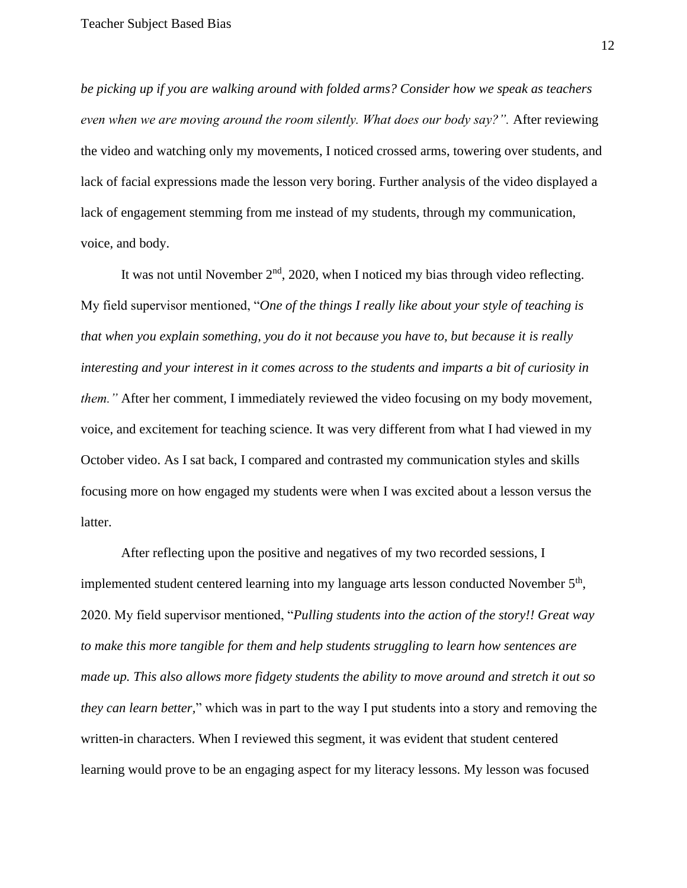*be picking up if you are walking around with folded arms? Consider how we speak as teachers even when we are moving around the room silently. What does our body say?".* After reviewing the video and watching only my movements, I noticed crossed arms, towering over students, and lack of facial expressions made the lesson very boring. Further analysis of the video displayed a lack of engagement stemming from me instead of my students, through my communication, voice, and body.

It was not until November 2nd, 2020, when I noticed my bias through video reflecting. My field supervisor mentioned, "*One of the things I really like about your style of teaching is that when you explain something, you do it not because you have to, but because it is really interesting and your interest in it comes across to the students and imparts a bit of curiosity in them."* After her comment, I immediately reviewed the video focusing on my body movement, voice, and excitement for teaching science. It was very different from what I had viewed in my October video. As I sat back, I compared and contrasted my communication styles and skills focusing more on how engaged my students were when I was excited about a lesson versus the latter.

After reflecting upon the positive and negatives of my two recorded sessions, I implemented student centered learning into my language arts lesson conducted November 5th, 2020. My field supervisor mentioned, "*Pulling students into the action of the story!! Great way to make this more tangible for them and help students struggling to learn how sentences are made up. This also allows more fidgety students the ability to move around and stretch it out so they can learn better*," which was in part to the way I put students into a story and removing the written-in characters. When I reviewed this segment, it was evident that student centered learning would prove to be an engaging aspect for my literacy lessons. My lesson was focused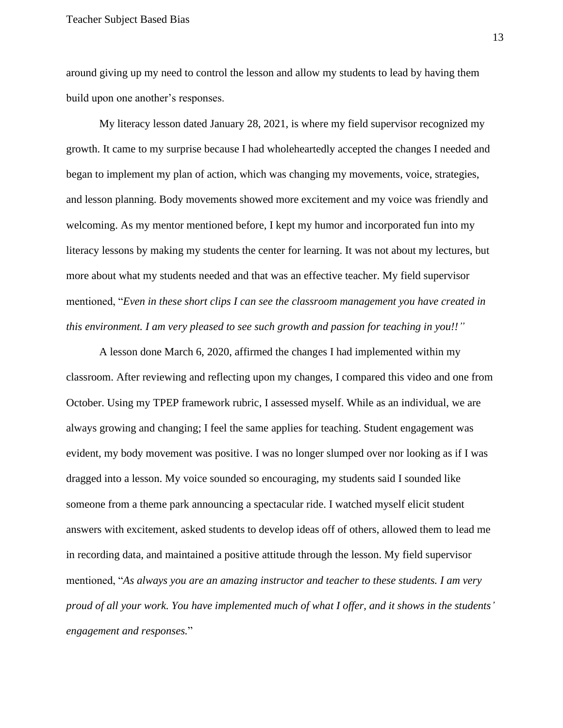around giving up my need to control the lesson and allow my students to lead by having them build upon one another's responses.

My literacy lesson dated January 28, 2021, is where my field supervisor recognized my growth. It came to my surprise because I had wholeheartedly accepted the changes I needed and began to implement my plan of action, which was changing my movements, voice, strategies, and lesson planning. Body movements showed more excitement and my voice was friendly and welcoming. As my mentor mentioned before, I kept my humor and incorporated fun into my literacy lessons by making my students the center for learning. It was not about my lectures, but more about what my students needed and that was an effective teacher. My field supervisor mentioned, "*Even in these short clips I can see the classroom management you have created in this environment. I am very pleased to see such growth and passion for teaching in you!!"*

A lesson done March 6, 2020, affirmed the changes I had implemented within my classroom. After reviewing and reflecting upon my changes, I compared this video and one from October. Using my TPEP framework rubric, I assessed myself. While as an individual, we are always growing and changing; I feel the same applies for teaching. Student engagement was evident, my body movement was positive. I was no longer slumped over nor looking as if I was dragged into a lesson. My voice sounded so encouraging, my students said I sounded like someone from a theme park announcing a spectacular ride. I watched myself elicit student answers with excitement, asked students to develop ideas off of others, allowed them to lead me in recording data, and maintained a positive attitude through the lesson. My field supervisor mentioned, "*As always you are an amazing instructor and teacher to these students. I am very proud of all your work. You have implemented much of what I offer, and it shows in the students' engagement and responses.*"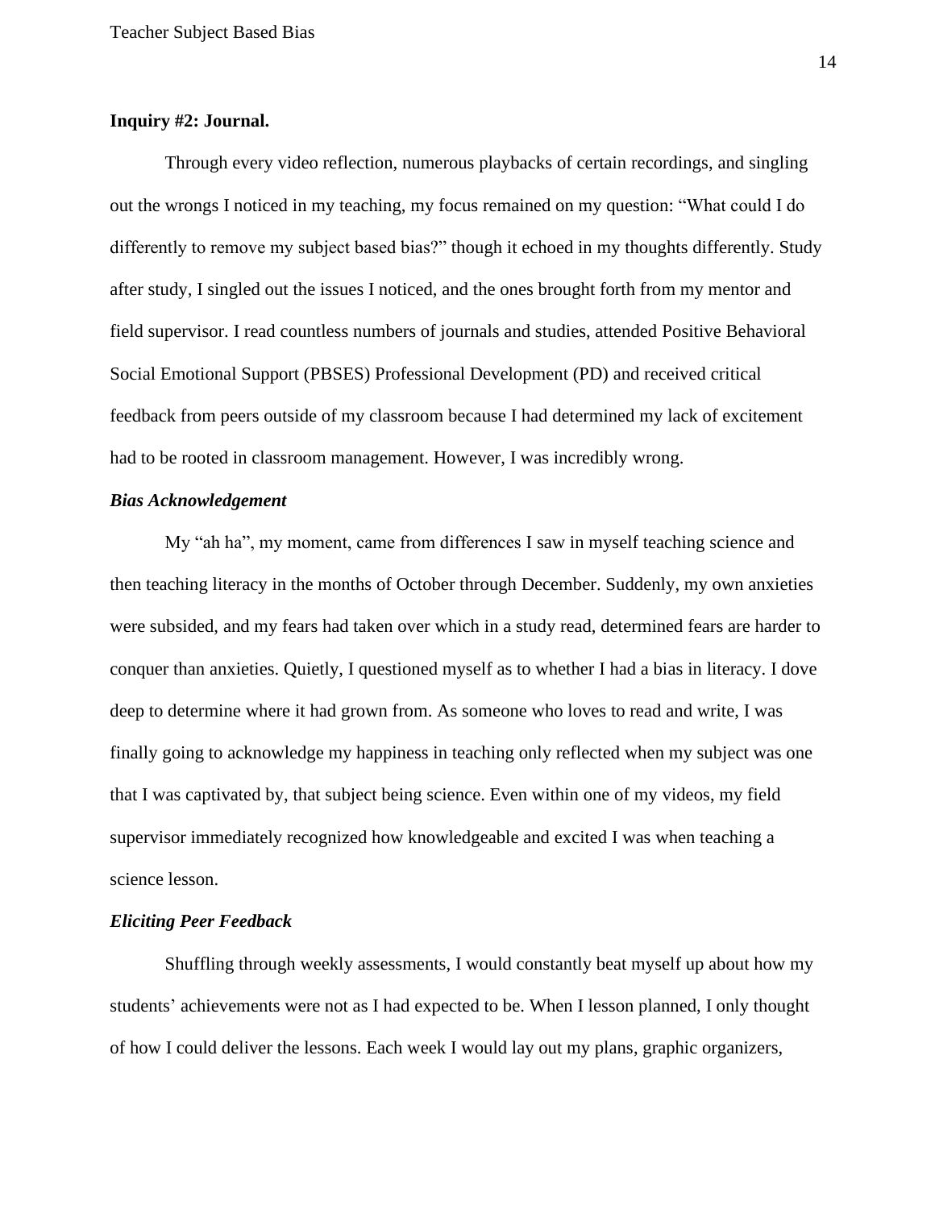**Inquiry #2: Journal.**

Through every video reflection, numerous playbacks of certain recordings, and singling out the wrongs I noticed in my teaching, my focus remained on my question: "What could I do differently to remove my subject based bias?" though it echoed in my thoughts differently. Study after study, I singled out the issues I noticed, and the ones brought forth from my mentor and field supervisor. I read countless numbers of journals and studies, attended Positive Behavioral Social Emotional Support (PBSES) Professional Development (PD) and received critical feedback from peers outside of my classroom because I had determined my lack of excitement had to be rooted in classroom management. However, I was incredibly wrong.

***Bias Acknowledgement***

My "ah ha", my moment, came from differences I saw in myself teaching science and then teaching literacy in the months of October through December. Suddenly, my own anxieties were subsided, and my fears had taken over which in a study read, determined fears are harder to conquer than anxieties. Quietly, I questioned myself as to whether I had a bias in literacy. I dove deep to determine where it had grown from. As someone who loves to read and write, I was finally going to acknowledge my happiness in teaching only reflected when my subject was one that I was captivated by, that subject being science. Even within one of my videos, my field supervisor immediately recognized how knowledgeable and excited I was when teaching a science lesson.

***Eliciting Peer Feedback***

Shuffling through weekly assessments, I would constantly beat myself up about how my students' achievements were not as I had expected to be. When I lesson planned, I only thought of how I could deliver the lessons. Each week I would lay out my plans, graphic organizers,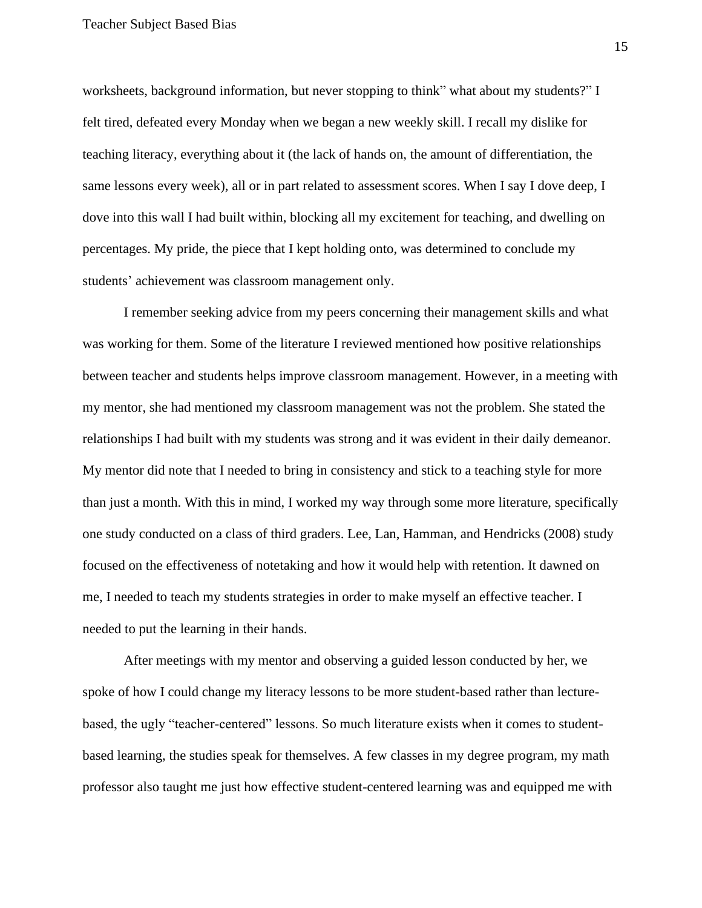worksheets, background information, but never stopping to think" what about my students?" I felt tired, defeated every Monday when we began a new weekly skill. I recall my dislike for teaching literacy, everything about it (the lack of hands on, the amount of differentiation, the same lessons every week), all or in part related to assessment scores. When I say I dove deep, I dove into this wall I had built within, blocking all my excitement for teaching, and dwelling on percentages. My pride, the piece that I kept holding onto, was determined to conclude my students' achievement was classroom management only.

I remember seeking advice from my peers concerning their management skills and what was working for them. Some of the literature I reviewed mentioned how positive relationships between teacher and students helps improve classroom management. However, in a meeting with my mentor, she had mentioned my classroom management was not the problem. She stated the relationships I had built with my students was strong and it was evident in their daily demeanor. My mentor did note that I needed to bring in consistency and stick to a teaching style for more than just a month. With this in mind, I worked my way through some more literature, specifically one study conducted on a class of third graders. Lee, Lan, Hamman, and Hendricks (2008) study focused on the effectiveness of notetaking and how it would help with retention. It dawned on me, I needed to teach my students strategies in order to make myself an effective teacher. I needed to put the learning in their hands.

After meetings with my mentor and observing a guided lesson conducted by her, we spoke of how I could change my literacy lessons to be more student-based rather than lecture-based, the ugly "teacher-centered" lessons. So much literature exists when it comes to student-based learning, the studies speak for themselves. A few classes in my degree program, my math professor also taught me just how effective student-centered learning was and equipped me with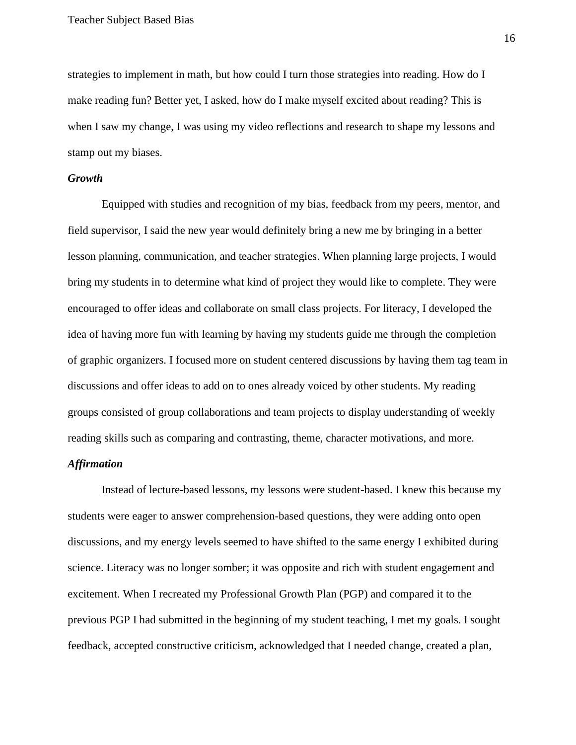strategies to implement in math, but how could I turn those strategies into reading. How do I make reading fun? Better yet, I asked, how do I make myself excited about reading? This is when I saw my change, I was using my video reflections and research to shape my lessons and stamp out my biases.

***Growth***

Equipped with studies and recognition of my bias, feedback from my peers, mentor, and field supervisor, I said the new year would definitely bring a new me by bringing in a better lesson planning, communication, and teacher strategies. When planning large projects, I would bring my students in to determine what kind of project they would like to complete. They were encouraged to offer ideas and collaborate on small class projects. For literacy, I developed the idea of having more fun with learning by having my students guide me through the completion of graphic organizers. I focused more on student centered discussions by having them tag team in discussions and offer ideas to add on to ones already voiced by other students. My reading groups consisted of group collaborations and team projects to display understanding of weekly reading skills such as comparing and contrasting, theme, character motivations, and more.

***Affirmation***

Instead of lecture-based lessons, my lessons were student-based. I knew this because my students were eager to answer comprehension-based questions, they were adding onto open discussions, and my energy levels seemed to have shifted to the same energy I exhibited during science. Literacy was no longer somber; it was opposite and rich with student engagement and excitement. When I recreated my Professional Growth Plan (PGP) and compared it to the previous PGP I had submitted in the beginning of my student teaching, I met my goals. I sought feedback, accepted constructive criticism, acknowledged that I needed change, created a plan,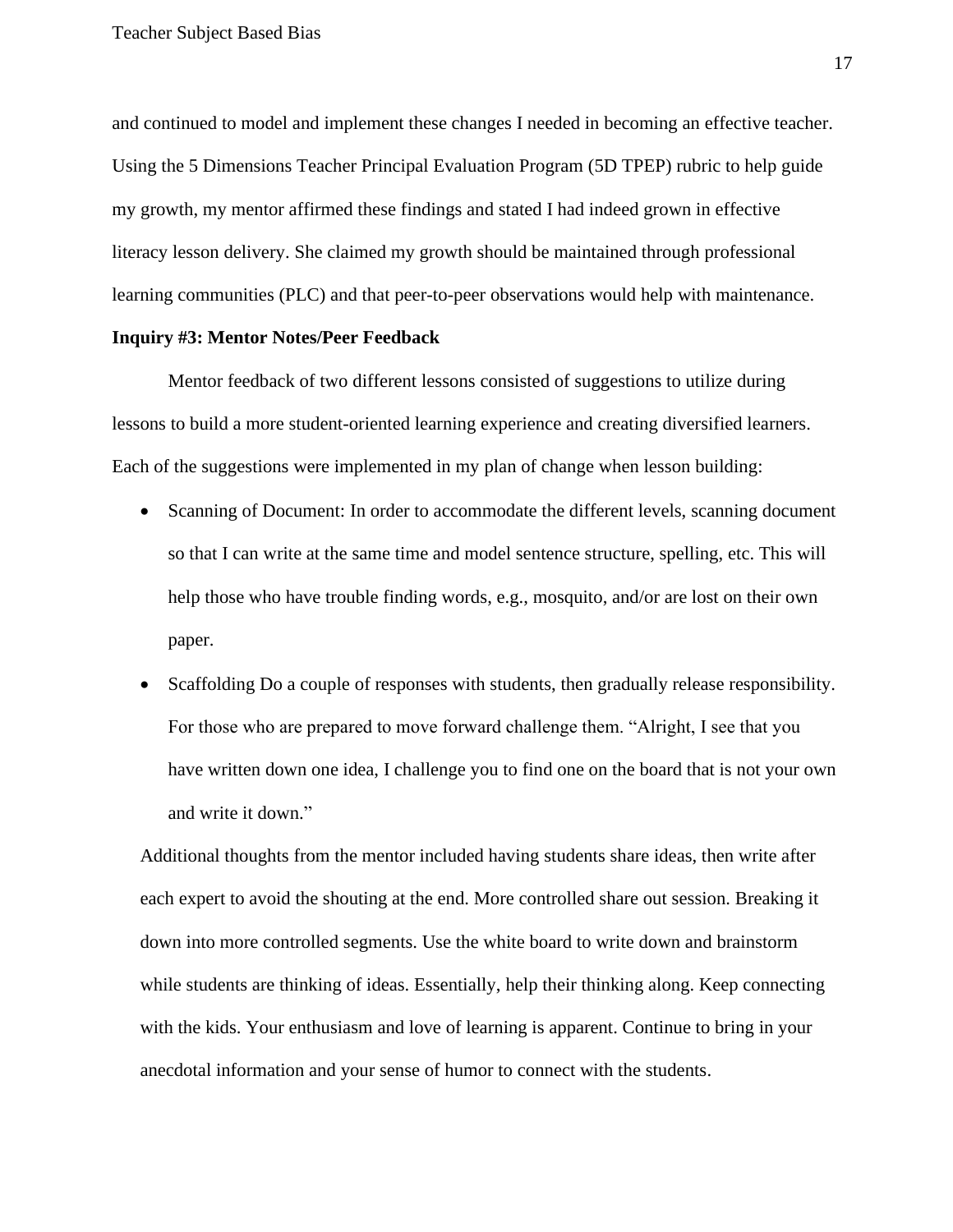and continued to model and implement these changes I needed in becoming an effective teacher. Using the 5 Dimensions Teacher Principal Evaluation Program (5D TPEP) rubric to help guide my growth, my mentor affirmed these findings and stated I had indeed grown in effective literacy lesson delivery. She claimed my growth should be maintained through professional learning communities (PLC) and that peer-to-peer observations would help with maintenance.

**Inquiry #3: Mentor Notes/Peer Feedback**

Mentor feedback of two different lessons consisted of suggestions to utilize during lessons to build a more student-oriented learning experience and creating diversified learners. Each of the suggestions were implemented in my plan of change when lesson building:

- Scanning of Document: In order to accommodate the different levels, scanning document so that I can write at the same time and model sentence structure, spelling, etc. This will help those who have trouble finding words, e.g., mosquito, and/or are lost on their own paper.
- Scaffolding Do a couple of responses with students, then gradually release responsibility. For those who are prepared to move forward challenge them. "Alright, I see that you have written down one idea, I challenge you to find one on the board that is not your own and write it down."

Additional thoughts from the mentor included having students share ideas, then write after each expert to avoid the shouting at the end. More controlled share out session. Breaking it down into more controlled segments. Use the white board to write down and brainstorm while students are thinking of ideas. Essentially, help their thinking along. Keep connecting with the kids. Your enthusiasm and love of learning is apparent. Continue to bring in your anecdotal information and your sense of humor to connect with the students.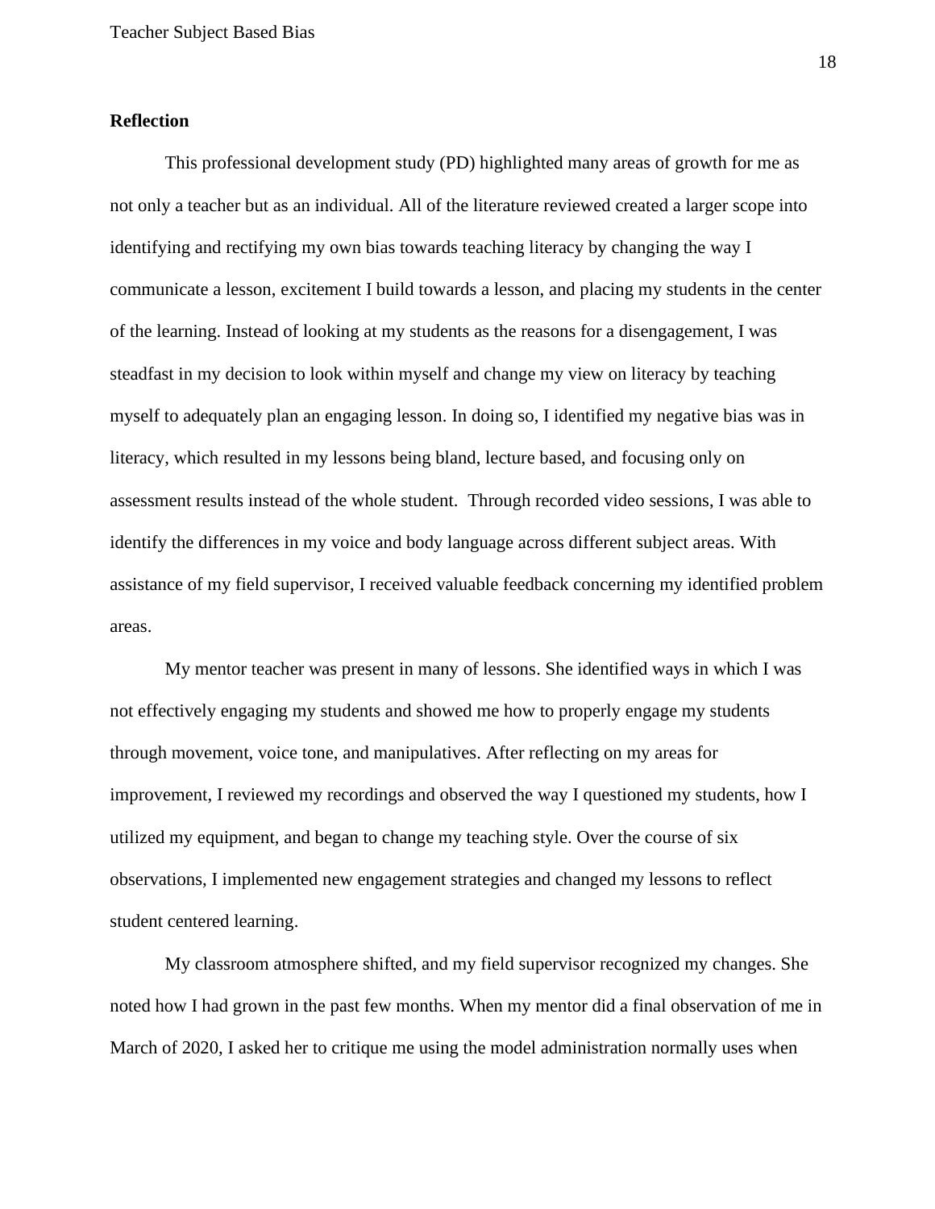**Reflection**

This professional development study (PD) highlighted many areas of growth for me as not only a teacher but as an individual. All of the literature reviewed created a larger scope into identifying and rectifying my own bias towards teaching literacy by changing the way I communicate a lesson, excitement I build towards a lesson, and placing my students in the center of the learning. Instead of looking at my students as the reasons for a disengagement, I was steadfast in my decision to look within myself and change my view on literacy by teaching myself to adequately plan an engaging lesson. In doing so, I identified my negative bias was in literacy, which resulted in my lessons being bland, lecture based, and focusing only on assessment results instead of the whole student. Through recorded video sessions, I was able to identify the differences in my voice and body language across different subject areas. With assistance of my field supervisor, I received valuable feedback concerning my identified problem areas.

My mentor teacher was present in many of lessons. She identified ways in which I was not effectively engaging my students and showed me how to properly engage my students through movement, voice tone, and manipulatives. After reflecting on my areas for improvement, I reviewed my recordings and observed the way I questioned my students, how I utilized my equipment, and began to change my teaching style. Over the course of six observations, I implemented new engagement strategies and changed my lessons to reflect student centered learning.

My classroom atmosphere shifted, and my field supervisor recognized my changes. She noted how I had grown in the past few months. When my mentor did a final observation of me in March of 2020, I asked her to critique me using the model administration normally uses when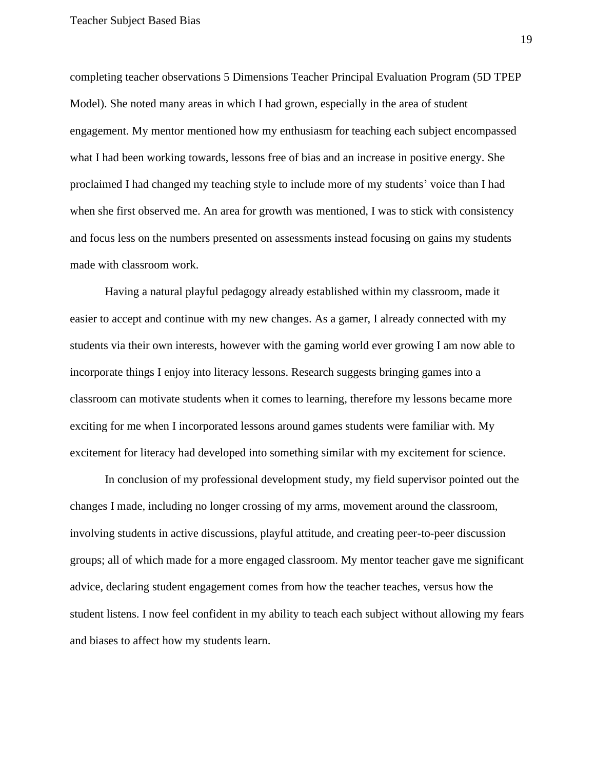completing teacher observations 5 Dimensions Teacher Principal Evaluation Program (5D TPEP Model). She noted many areas in which I had grown, especially in the area of student engagement. My mentor mentioned how my enthusiasm for teaching each subject encompassed what I had been working towards, lessons free of bias and an increase in positive energy. She proclaimed I had changed my teaching style to include more of my students' voice than I had when she first observed me. An area for growth was mentioned, I was to stick with consistency and focus less on the numbers presented on assessments instead focusing on gains my students made with classroom work.

Having a natural playful pedagogy already established within my classroom, made it easier to accept and continue with my new changes. As a gamer, I already connected with my students via their own interests, however with the gaming world ever growing I am now able to incorporate things I enjoy into literacy lessons. Research suggests bringing games into a classroom can motivate students when it comes to learning, therefore my lessons became more exciting for me when I incorporated lessons around games students were familiar with. My excitement for literacy had developed into something similar with my excitement for science.

In conclusion of my professional development study, my field supervisor pointed out the changes I made, including no longer crossing of my arms, movement around the classroom, involving students in active discussions, playful attitude, and creating peer-to-peer discussion groups; all of which made for a more engaged classroom. My mentor teacher gave me significant advice, declaring student engagement comes from how the teacher teaches, versus how the student listens. I now feel confident in my ability to teach each subject without allowing my fears and biases to affect how my students learn.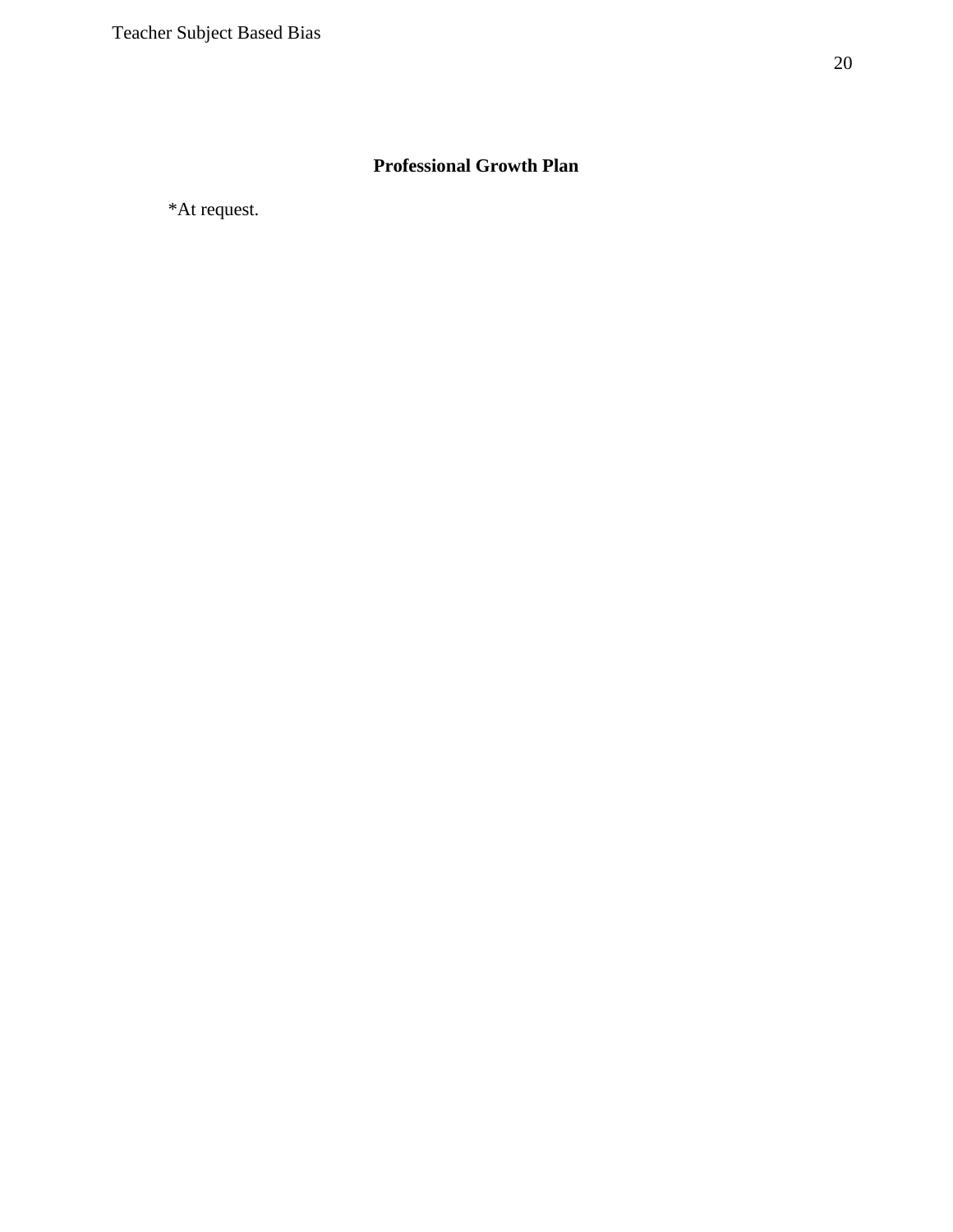## Professional Growth Plan

*At request.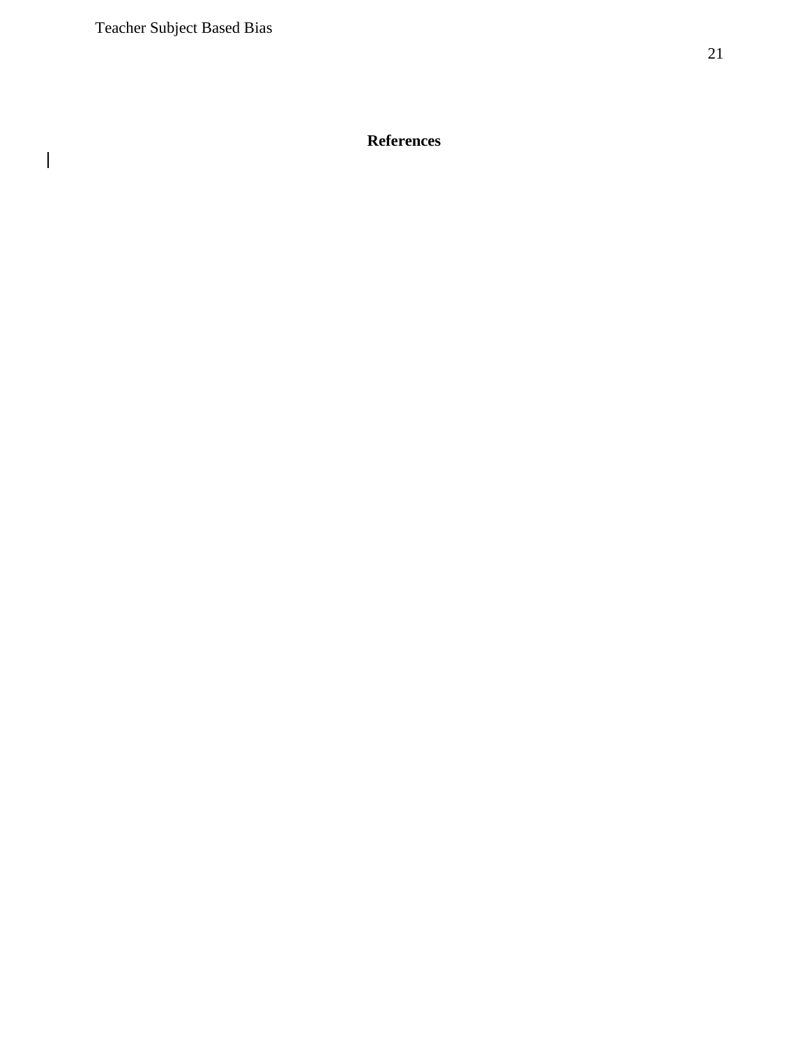# References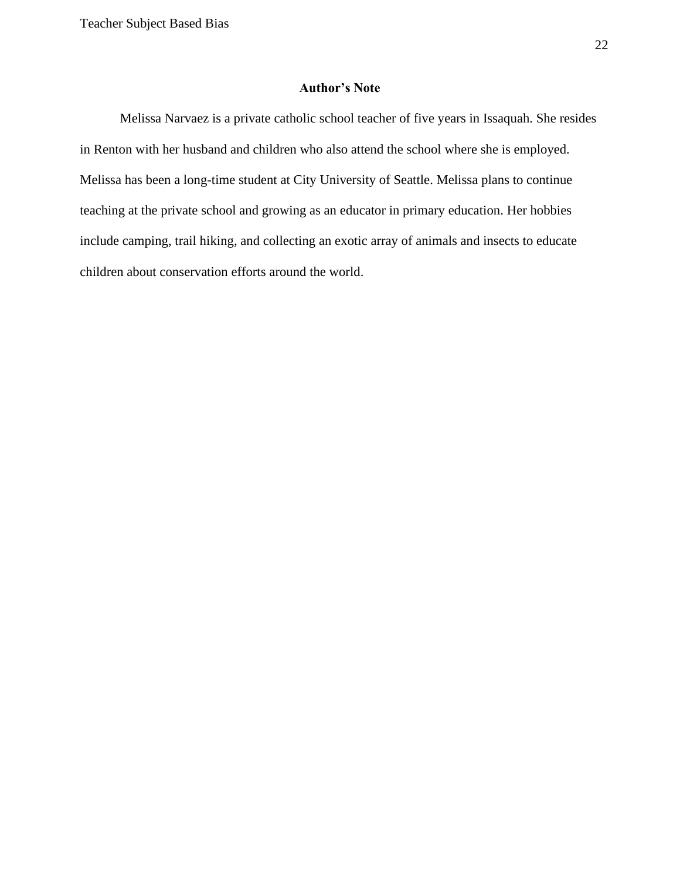## Author's Note

Melissa Narvaez is a private catholic school teacher of five years in Issaquah. She resides in Renton with her husband and children who also attend the school where she is employed. Melissa has been a long-time student at City University of Seattle. Melissa plans to continue teaching at the private school and growing as an educator in primary education. Her hobbies include camping, trail hiking, and collecting an exotic array of animals and insects to educate children about conservation efforts around the world.